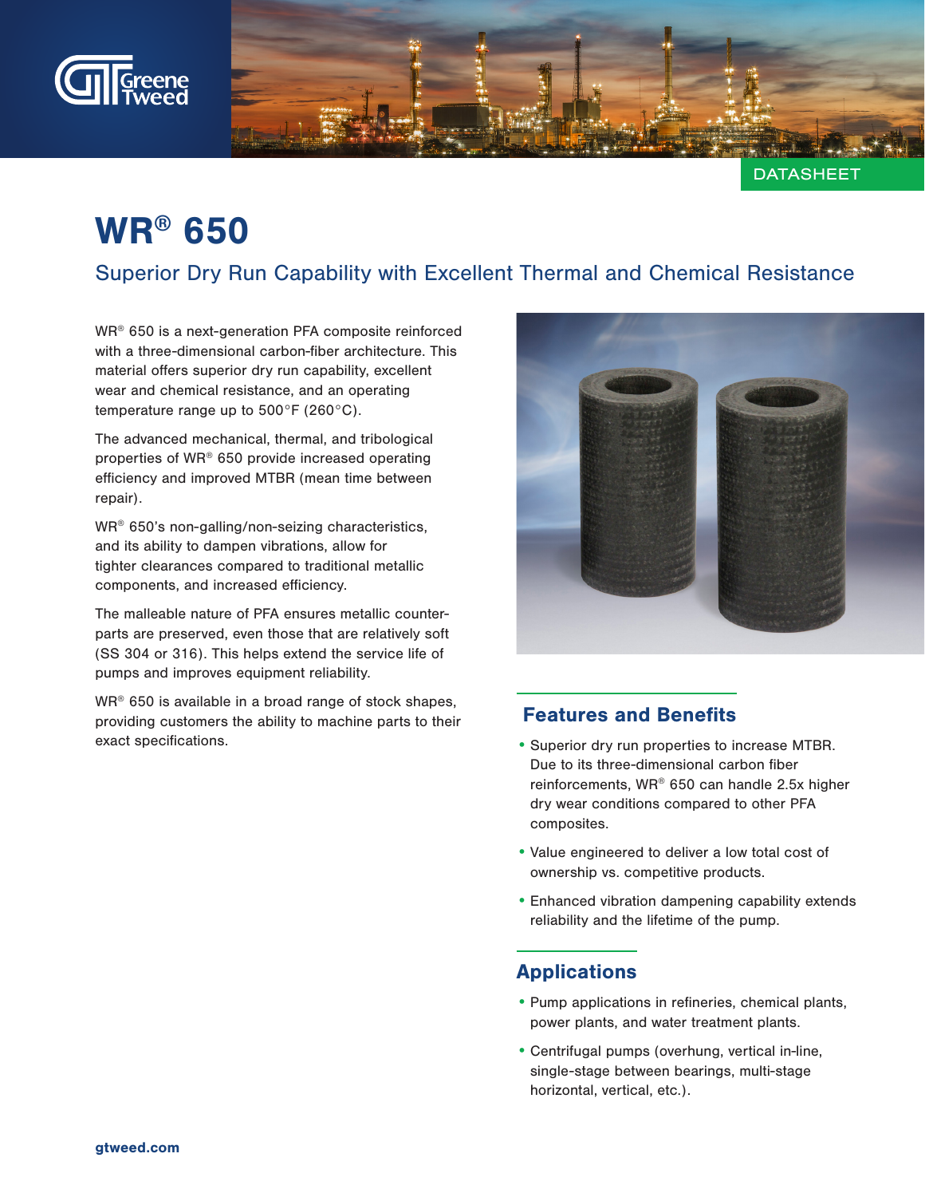DATASHEET

# WR® 650

## Superior Dry Run Capability with Excellent Thermal and Chemical Resistance

WR® 650 is a next-generation PFA composite reinforced with a three-dimensional carbon-fiber architecture. This material offers superior dry run capability, excellent wear and chemical resistance, and an operating temperature range up to 500°F (260°C).

The advanced mechanical, thermal, and tribological properties of WR® 650 provide increased operating efficiency and improved MTBR (mean time between repair).

WR® 650's non-galling/non-seizing characteristics, and its ability to dampen vibrations, allow for tighter clearances compared to traditional metallic components, and increased efficiency.

The malleable nature of PFA ensures metallic counter-parts are preserved, even those that are relatively soft (SS 304 or 316). This helps extend the service life of pumps and improves equipment reliability.

WR® 650 is available in a broad range of stock shapes, providing customers the ability to machine parts to their exact specifications.

### Features and Benefits

- Superior dry run properties to increase MTBR. Due to its three-dimensional carbon fiber reinforcements, WR® 650 can handle 2.5x higher dry wear conditions compared to other PFA composites.
- Value engineered to deliver a low total cost of ownership vs. competitive products.
- Enhanced vibration dampening capability extends reliability and the lifetime of the pump.

### Applications

- Pump applications in refineries, chemical plants, power plants, and water treatment plants.
- Centrifugal pumps (overhung, vertical in-line, single-stage between bearings, multi-stage horizontal, vertical, etc.).

gtweed.com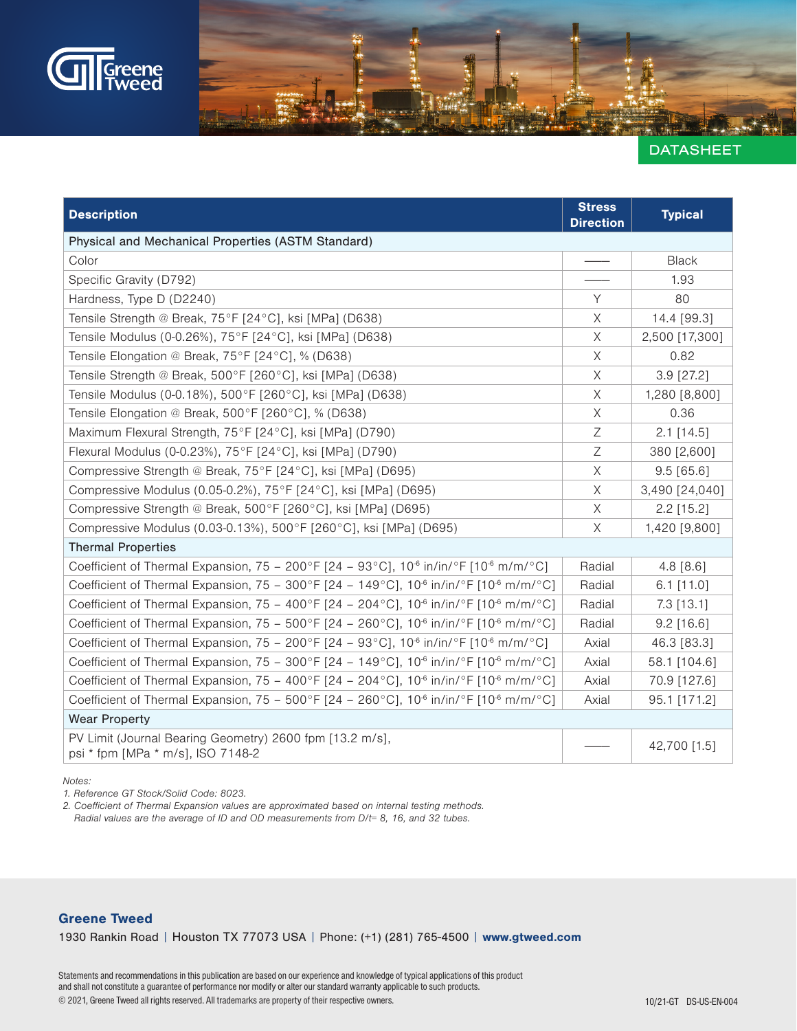DATASHEET

| Description | Stress Direction | Typical |
|---|---|---|
| Physical and Mechanical Properties (ASTM Standard) | | |
| Color | —— | Black |
| Specific Gravity (D792) | —— | 1.93 |
| Hardness, Type D (D2240) | Y | 80 |
| Tensile Strength @ Break, 75°F [24°C], ksi [MPa] (D638) | X | 14.4 [99.3] |
| Tensile Modulus (0-0.26%), 75°F [24°C], ksi [MPa] (D638) | X | 2,500 [17,300] |
| Tensile Elongation @ Break, 75°F [24°C], % (D638) | X | 0.82 |
| Tensile Strength @ Break, 500°F [260°C], ksi [MPa] (D638) | X | 3.9 [27.2] |
| Tensile Modulus (0-0.18%), 500°F [260°C], ksi [MPa] (D638) | X | 1,280 [8,800] |
| Tensile Elongation @ Break, 500°F [260°C], % (D638) | X | 0.36 |
| Maximum Flexural Strength, 75°F [24°C], ksi [MPa] (D790) | Z | 2.1 [14.5] |
| Flexural Modulus (0-0.23%), 75°F [24°C], ksi [MPa] (D790) | Z | 380 [2,600] |
| Compressive Strength @ Break, 75°F [24°C], ksi [MPa] (D695) | X | 9.5 [65.6] |
| Compressive Modulus (0.05-0.2%), 75°F [24°C], ksi [MPa] (D695) | X | 3,490 [24,040] |
| Compressive Strength @ Break, 500°F [260°C], ksi [MPa] (D695) | X | 2.2 [15.2] |
| Compressive Modulus (0.03-0.13%), 500°F [260°C], ksi [MPa] (D695) | X | 1,420 [9,800] |
| Thermal Properties | | |
| Coefficient of Thermal Expansion, 75 – 200°F [24 – 93°C], $10^{-6}$ in/in/°F [$10^{-6}$ m/m/°C] | Radial | 4.8 [8.6] |
| Coefficient of Thermal Expansion, 75 – 300°F [24 – 149°C], $10^{-6}$ in/in/°F [$10^{-6}$ m/m/°C] | Radial | 6.1 [11.0] |
| Coefficient of Thermal Expansion, 75 – 400°F [24 – 204°C], $10^{-6}$ in/in/°F [$10^{-6}$ m/m/°C] | Radial | 7.3 [13.1] |
| Coefficient of Thermal Expansion, 75 – 500°F [24 – 260°C], $10^{-6}$ in/in/°F [$10^{-6}$ m/m/°C] | Radial | 9.2 [16.6] |
| Coefficient of Thermal Expansion, 75 – 200°F [24 – 93°C], $10^{-6}$ in/in/°F [$10^{-6}$ m/m/°C] | Axial | 46.3 [83.3] |
| Coefficient of Thermal Expansion, 75 – 300°F [24 – 149°C], $10^{-6}$ in/in/°F [$10^{-6}$ m/m/°C] | Axial | 58.1 [104.6] |
| Coefficient of Thermal Expansion, 75 – 400°F [24 – 204°C], $10^{-6}$ in/in/°F [$10^{-6}$ m/m/°C] | Axial | 70.9 [127.6] |
| Coefficient of Thermal Expansion, 75 – 500°F [24 – 260°C], $10^{-6}$ in/in/°F [$10^{-6}$ m/m/°C] | Axial | 95.1 [171.2] |
| Wear Property | | |
| PV Limit (Journal Bearing Geometry) 2600 fpm [13.2 m/s], psi * fpm [MPa * m/s], ISO 7148-2 | —— | 42,700 [1.5] |

*Notes:*

*1. Reference GT Stock/Solid Code: 8023.*

*2. Coefficient of Thermal Expansion values are approximated based on internal testing methods. Radial values are the average of ID and OD measurements from D/t= 8, 16, and 32 tubes.*

**Greene Tweed**

1930 Rankin Road | Houston TX 77073 USA | Phone: (+1) (281) 765-4500 | **www.gtweed.com**

Statements and recommendations in this publication are based on our experience and knowledge of typical applications of this product and shall not constitute a guarantee of performance nor modify or alter our standard warranty applicable to such products.

© 2021, Greene Tweed all rights reserved. All trademarks are property of their respective owners.

10/21-GT DS-US-EN-004